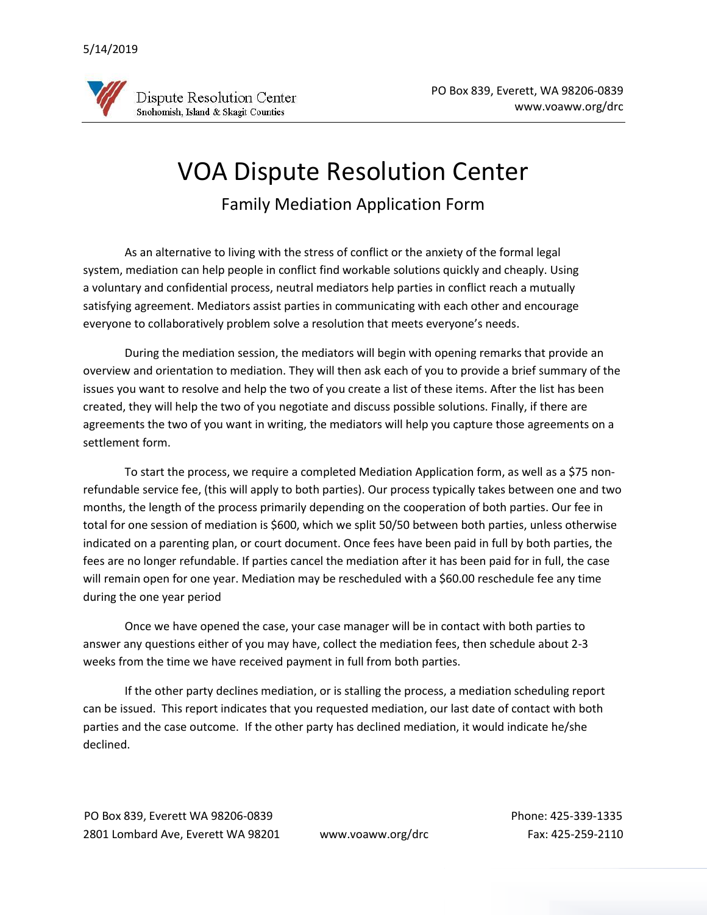5/14/2019

Dispute Resolution Center
Snohomish, Island & Skagit Counties

PO Box 839, Everett, WA 98206-0839
www.voaww.org/drc

# VOA Dispute Resolution Center

## Family Mediation Application Form

As an alternative to living with the stress of conflict or the anxiety of the formal legal system, mediation can help people in conflict find workable solutions quickly and cheaply. Using a voluntary and confidential process, neutral mediators help parties in conflict reach a mutually satisfying agreement. Mediators assist parties in communicating with each other and encourage everyone to collaboratively problem solve a resolution that meets everyone's needs.

During the mediation session, the mediators will begin with opening remarks that provide an overview and orientation to mediation. They will then ask each of you to provide a brief summary of the issues you want to resolve and help the two of you create a list of these items. After the list has been created, they will help the two of you negotiate and discuss possible solutions. Finally, if there are agreements the two of you want in writing, the mediators will help you capture those agreements on a settlement form.

To start the process, we require a completed Mediation Application form, as well as a $75 non-refundable service fee, (this will apply to both parties). Our process typically takes between one and two months, the length of the process primarily depending on the cooperation of both parties. Our fee in total for one session of mediation is $600, which we split 50/50 between both parties, unless otherwise indicated on a parenting plan, or court document. Once fees have been paid in full by both parties, the fees are no longer refundable. If parties cancel the mediation after it has been paid for in full, the case will remain open for one year. Mediation may be rescheduled with a $60.00 reschedule fee any time during the one year period

Once we have opened the case, your case manager will be in contact with both parties to answer any questions either of you may have, collect the mediation fees, then schedule about 2-3 weeks from the time we have received payment in full from both parties.

If the other party declines mediation, or is stalling the process, a mediation scheduling report can be issued. This report indicates that you requested mediation, our last date of contact with both parties and the case outcome. If the other party has declined mediation, it would indicate he/she declined.

PO Box 839, Everett WA 98206-0839
2801 Lombard Ave, Everett WA 98201
www.voaww.org/drc
Phone: 425-339-1335
Fax: 425-259-2110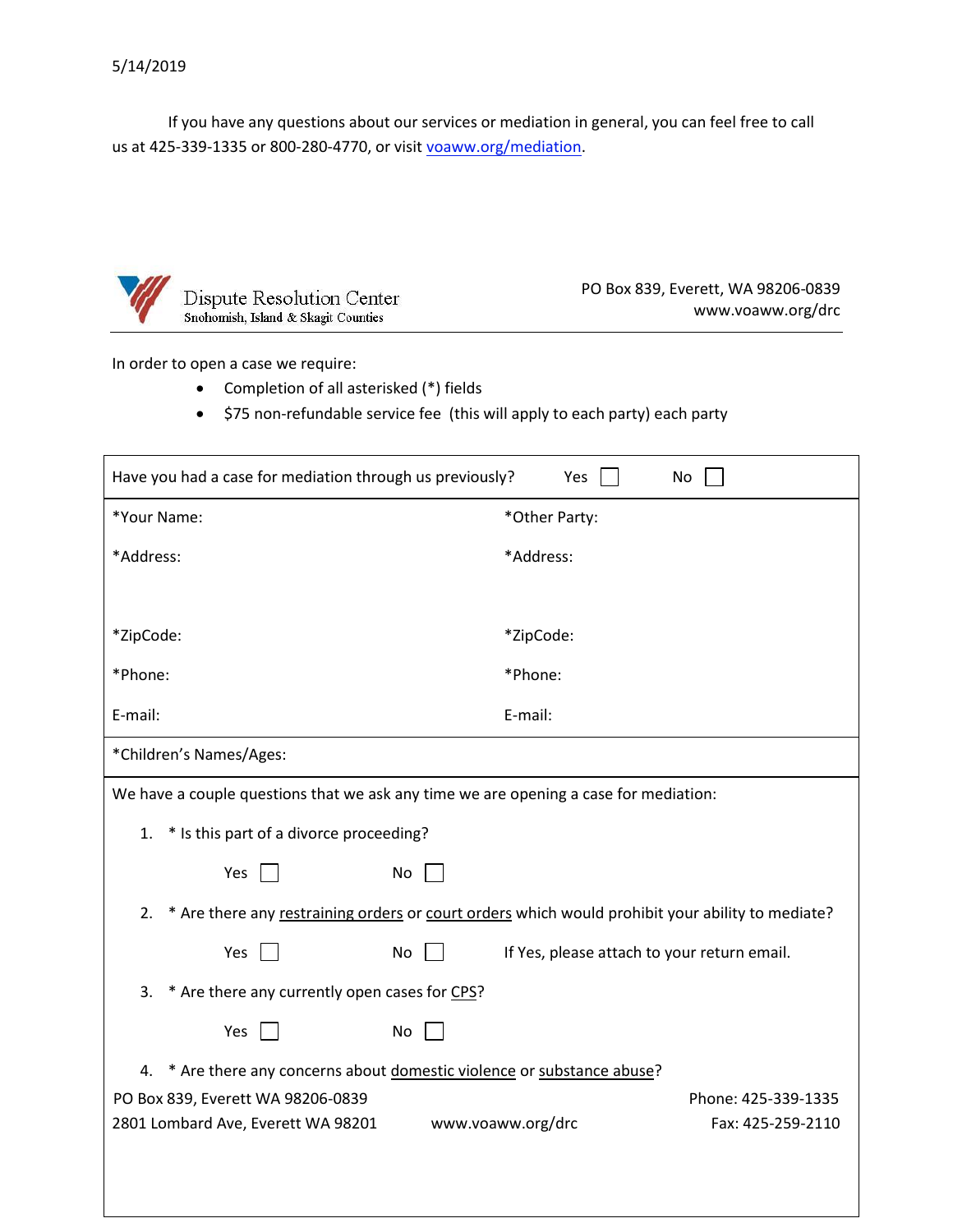5/14/2019

If you have any questions about our services or mediation in general, you can feel free to call us at 425-339-1335 or 800-280-4770, or visit voaww.org/mediation.

**Dispute Resolution Center**
Snohomish, Island & Skagit Counties

PO Box 839, Everett, WA 98206-0839
www.voaww.org/drc

In order to open a case we require:

- Completion of all asterisked (*) fields
- $75 non-refundable service fee (this will apply to each party) each party

Have you had a case for mediation through us previously? Yes ☐ No ☐

| *Your Name: | *Other Party: |
|---|---|
| *Address: | *Address: |
| *ZipCode: | *ZipCode: |
| *Phone: | *Phone: |
| E-mail: | E-mail: |

*Children's Names/Ages:

We have a couple questions that we ask any time we are opening a case for mediation:

1. * Is this part of a divorce proceeding?

   Yes ☐ No ☐

2. * Are there any restraining orders or court orders which would prohibit your ability to mediate?

   Yes ☐ No ☐ If Yes, please attach to your return email.

3. * Are there any currently open cases for CPS?

   Yes ☐ No ☐

4. * Are there any concerns about domestic violence or substance abuse?

PO Box 839, Everett WA 98206-0839
2801 Lombard Ave, Everett WA 98201
www.voaww.org/drc
Phone: 425-339-1335
Fax: 425-259-2110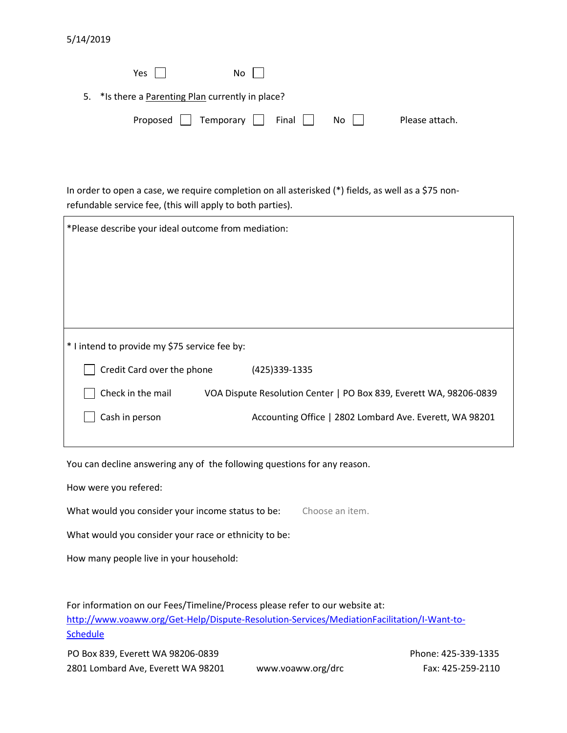Yes ☐ No ☐

5. *Is there a Parenting Plan currently in place?

   Proposed ☐ Temporary ☐ Final ☐ No ☐ Please attach.

In order to open a case, we require completion on all asterisked (*) fields, as well as a $75 non-refundable service fee, (this will apply to both parties).

*Please describe your ideal outcome from mediation:

* I intend to provide my $75 service fee by:

- ☐ Credit Card over the phone (425)339-1335
- ☐ Check in the mail VOA Dispute Resolution Center | PO Box 839, Everett WA, 98206-0839
- ☐ Cash in person Accounting Office | 2802 Lombard Ave. Everett, WA 98201

You can decline answering any of the following questions for any reason.

How were you refered:

What would you consider your income status to be: Choose an item.

What would you consider your race or ethnicity to be:

How many people live in your household:

For information on our Fees/Timeline/Process please refer to our website at: http://www.voaww.org/Get-Help/Dispute-Resolution-Services/MediationFacilitation/I-Want-to-Schedule

PO Box 839, Everett WA 98206-0839
2801 Lombard Ave, Everett WA 98201
www.voaww.org/drc
Phone: 425-339-1335
Fax: 425-259-2110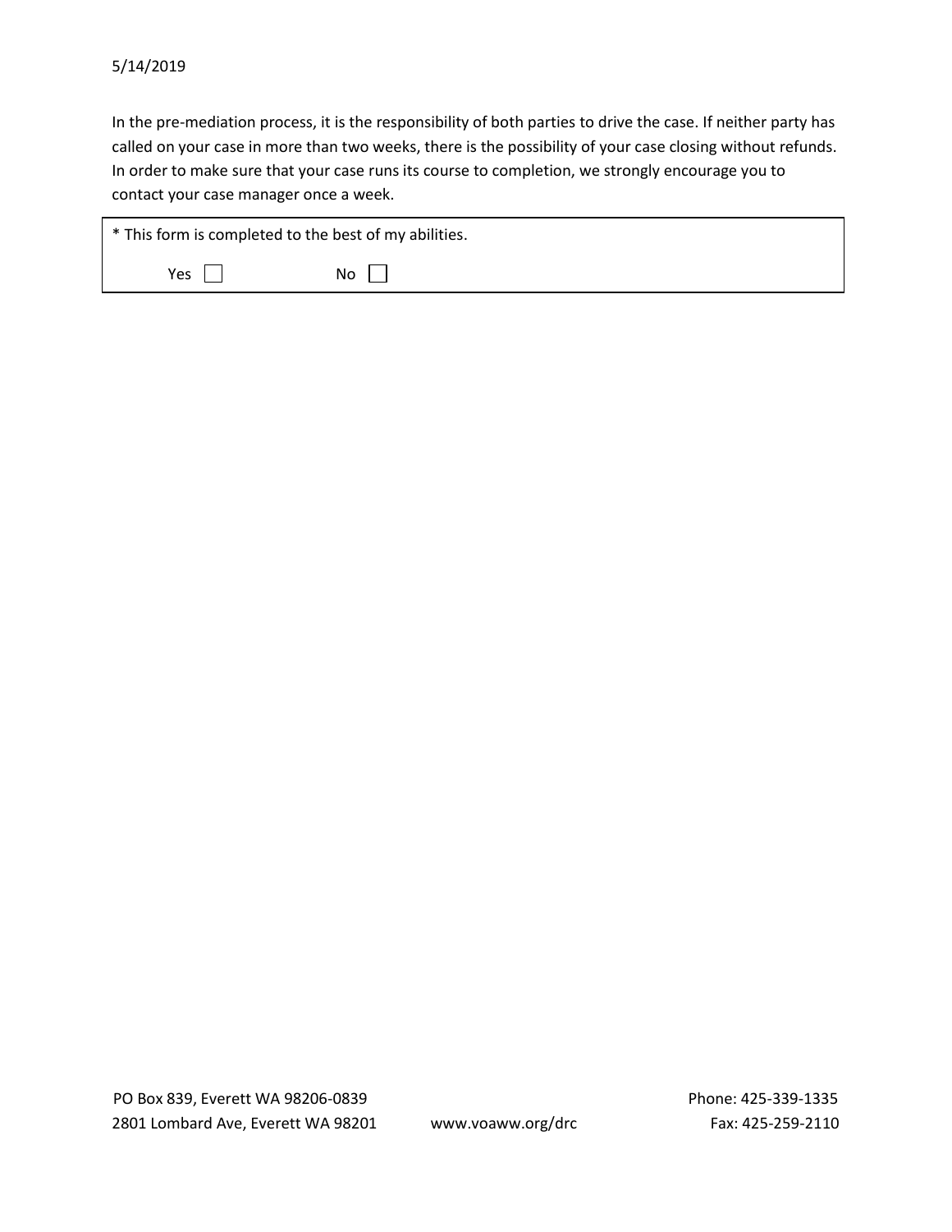5/14/2019

In the pre-mediation process, it is the responsibility of both parties to drive the case. If neither party has called on your case in more than two weeks, there is the possibility of your case closing without refunds. In order to make sure that your case runs its course to completion, we strongly encourage you to contact your case manager once a week.

* This form is completed to the best of my abilities.

Yes ☐ No ☐

PO Box 839, Everett WA 98206-0839
2801 Lombard Ave, Everett WA 98201
www.voaww.org/drc
Phone: 425-339-1335
Fax: 425-259-2110